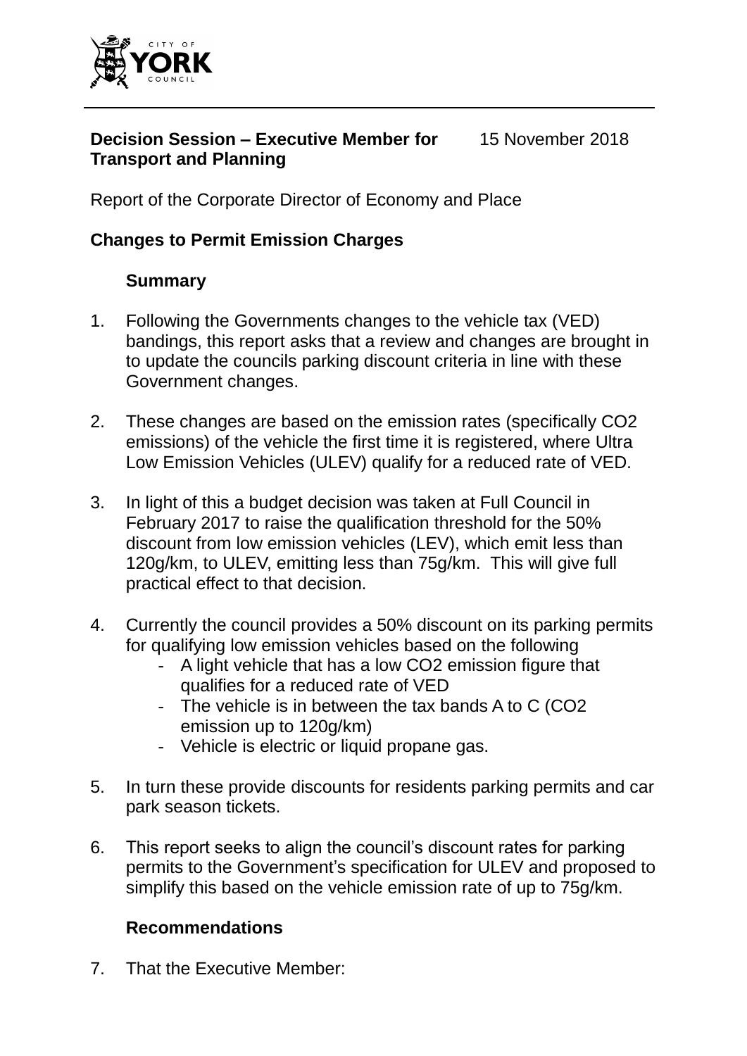**Decision Session – Executive Member for Transport and Planning** 15 November 2018

Report of the Corporate Director of Economy and Place

**Changes to Permit Emission Charges**

**Summary**

1. Following the Governments changes to the vehicle tax (VED) bandings, this report asks that a review and changes are brought in to update the councils parking discount criteria in line with these Government changes.

2. These changes are based on the emission rates (specifically $CO_2$ emissions) of the vehicle the first time it is registered, where Ultra Low Emission Vehicles (ULEV) qualify for a reduced rate of VED.

3. In light of this a budget decision was taken at Full Council in February 2017 to raise the qualification threshold for the 50% discount from low emission vehicles (LEV), which emit less than 120g/km, to ULEV, emitting less than 75g/km. This will give full practical effect to that decision.

4. Currently the council provides a 50% discount on its parking permits for qualifying low emission vehicles based on the following
   - A light vehicle that has a low $CO_2$ emission figure that qualifies for a reduced rate of VED
   - The vehicle is in between the tax bands A to C ($CO_2$ emission up to 120g/km)
   - Vehicle is electric or liquid propane gas.

5. In turn these provide discounts for residents parking permits and car park season tickets.

6. This report seeks to align the council's discount rates for parking permits to the Government's specification for ULEV and proposed to simplify this based on the vehicle emission rate of up to 75g/km.

**Recommendations**

7. That the Executive Member: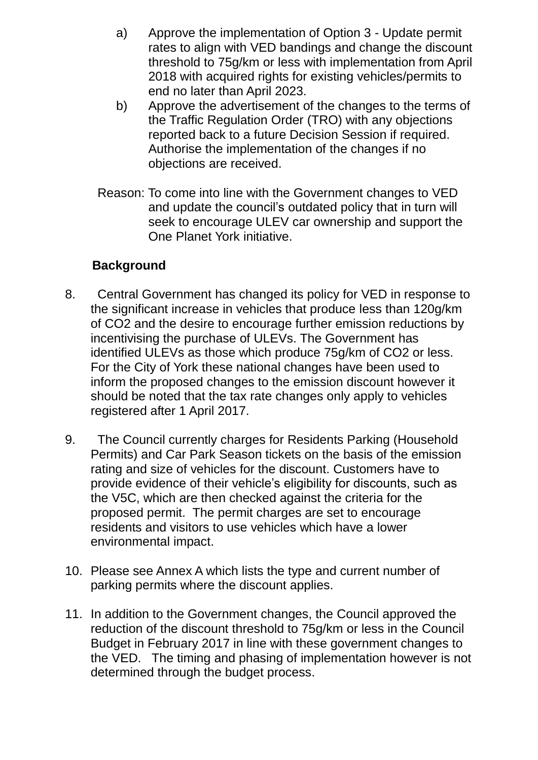a) Approve the implementation of Option 3 - Update permit rates to align with VED bandings and change the discount threshold to 75g/km or less with implementation from April 2018 with acquired rights for existing vehicles/permits to end no later than April 2023.

b) Approve the advertisement of the changes to the terms of the Traffic Regulation Order (TRO) with any objections reported back to a future Decision Session if required. Authorise the implementation of the changes if no objections are received.

Reason: To come into line with the Government changes to VED and update the council's outdated policy that in turn will seek to encourage ULEV car ownership and support the One Planet York initiative.

**Background**

8. Central Government has changed its policy for VED in response to the significant increase in vehicles that produce less than 120g/km of $CO_2$ and the desire to encourage further emission reductions by incentivising the purchase of ULEVs. The Government has identified ULEVs as those which produce 75g/km of $CO_2$ or less. For the City of York these national changes have been used to inform the proposed changes to the emission discount however it should be noted that the tax rate changes only apply to vehicles registered after 1 April 2017.

9. The Council currently charges for Residents Parking (Household Permits) and Car Park Season tickets on the basis of the emission rating and size of vehicles for the discount. Customers have to provide evidence of their vehicle's eligibility for discounts, such as the V5C, which are then checked against the criteria for the proposed permit. The permit charges are set to encourage residents and visitors to use vehicles which have a lower environmental impact.

10. Please see Annex A which lists the type and current number of parking permits where the discount applies.

11. In addition to the Government changes, the Council approved the reduction of the discount threshold to 75g/km or less in the Council Budget in February 2017 in line with these government changes to the VED. The timing and phasing of implementation however is not determined through the budget process.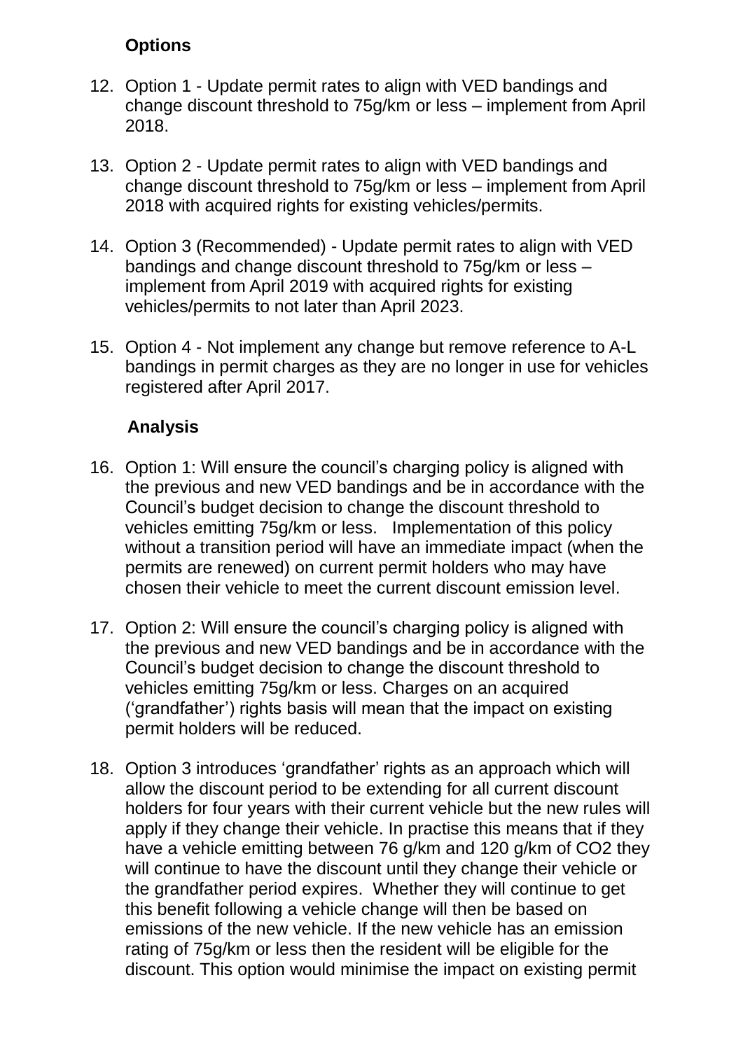**Options**

12. Option 1 - Update permit rates to align with VED bandings and change discount threshold to 75g/km or less – implement from April 2018.

13. Option 2 - Update permit rates to align with VED bandings and change discount threshold to 75g/km or less – implement from April 2018 with acquired rights for existing vehicles/permits.

14. Option 3 (Recommended) - Update permit rates to align with VED bandings and change discount threshold to 75g/km or less – implement from April 2019 with acquired rights for existing vehicles/permits to not later than April 2023.

15. Option 4 - Not implement any change but remove reference to A-L bandings in permit charges as they are no longer in use for vehicles registered after April 2017.

**Analysis**

16. Option 1: Will ensure the council's charging policy is aligned with the previous and new VED bandings and be in accordance with the Council's budget decision to change the discount threshold to vehicles emitting 75g/km or less. Implementation of this policy without a transition period will have an immediate impact (when the permits are renewed) on current permit holders who may have chosen their vehicle to meet the current discount emission level.

17. Option 2: Will ensure the council's charging policy is aligned with the previous and new VED bandings and be in accordance with the Council's budget decision to change the discount threshold to vehicles emitting 75g/km or less. Charges on an acquired ('grandfather') rights basis will mean that the impact on existing permit holders will be reduced.

18. Option 3 introduces 'grandfather' rights as an approach which will allow the discount period to be extending for all current discount holders for four years with their current vehicle but the new rules will apply if they change their vehicle. In practise this means that if they have a vehicle emitting between 76 g/km and 120 g/km of $CO_2$ they will continue to have the discount until they change their vehicle or the grandfather period expires. Whether they will continue to get this benefit following a vehicle change will then be based on emissions of the new vehicle. If the new vehicle has an emission rating of 75g/km or less then the resident will be eligible for the discount. This option would minimise the impact on existing permit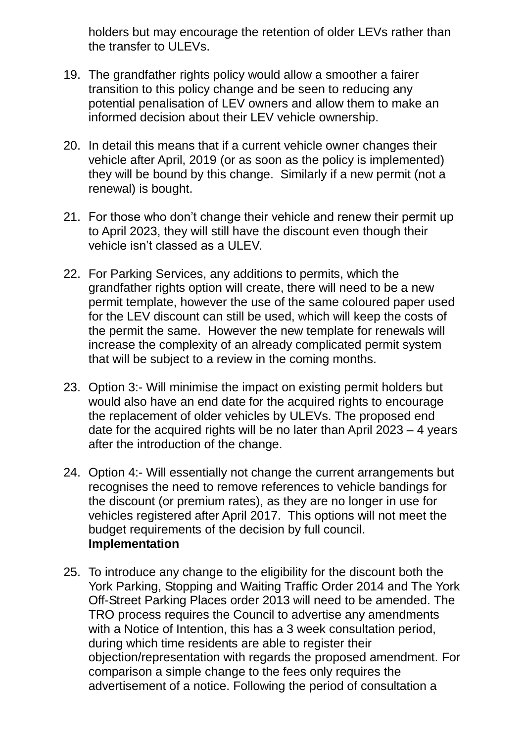holders but may encourage the retention of older LEVs rather than the transfer to ULEVs.

19. The grandfather rights policy would allow a smoother a fairer transition to this policy change and be seen to reducing any potential penalisation of LEV owners and allow them to make an informed decision about their LEV vehicle ownership.

20. In detail this means that if a current vehicle owner changes their vehicle after April, 2019 (or as soon as the policy is implemented) they will be bound by this change. Similarly if a new permit (not a renewal) is bought.

21. For those who don't change their vehicle and renew their permit up to April 2023, they will still have the discount even though their vehicle isn't classed as a ULEV.

22. For Parking Services, any additions to permits, which the grandfather rights option will create, there will need to be a new permit template, however the use of the same coloured paper used for the LEV discount can still be used, which will keep the costs of the permit the same. However the new template for renewals will increase the complexity of an already complicated permit system that will be subject to a review in the coming months.

23. Option 3:- Will minimise the impact on existing permit holders but would also have an end date for the acquired rights to encourage the replacement of older vehicles by ULEVs. The proposed end date for the acquired rights will be no later than April 2023 – 4 years after the introduction of the change.

24. Option 4:- Will essentially not change the current arrangements but recognises the need to remove references to vehicle bandings for the discount (or premium rates), as they are no longer in use for vehicles registered after April 2017. This options will not meet the budget requirements of the decision by full council.

**Implementation**

25. To introduce any change to the eligibility for the discount both the York Parking, Stopping and Waiting Traffic Order 2014 and The York Off-Street Parking Places order 2013 will need to be amended. The TRO process requires the Council to advertise any amendments with a Notice of Intention, this has a 3 week consultation period, during which time residents are able to register their objection/representation with regards the proposed amendment. For comparison a simple change to the fees only requires the advertisement of a notice. Following the period of consultation a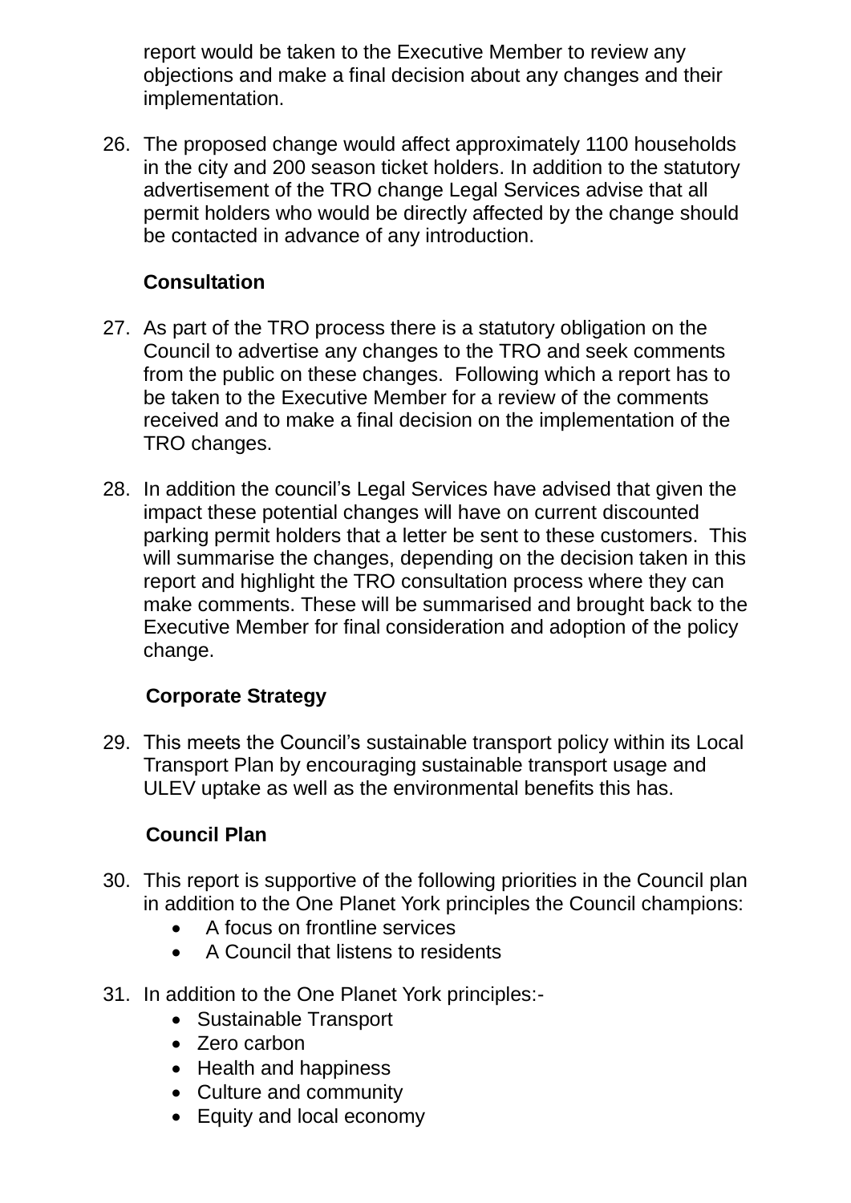report would be taken to the Executive Member to review any objections and make a final decision about any changes and their implementation.

26. The proposed change would affect approximately 1100 households in the city and 200 season ticket holders. In addition to the statutory advertisement of the TRO change Legal Services advise that all permit holders who would be directly affected by the change should be contacted in advance of any introduction.

**Consultation**

27. As part of the TRO process there is a statutory obligation on the Council to advertise any changes to the TRO and seek comments from the public on these changes. Following which a report has to be taken to the Executive Member for a review of the comments received and to make a final decision on the implementation of the TRO changes.

28. In addition the council's Legal Services have advised that given the impact these potential changes will have on current discounted parking permit holders that a letter be sent to these customers. This will summarise the changes, depending on the decision taken in this report and highlight the TRO consultation process where they can make comments. These will be summarised and brought back to the Executive Member for final consideration and adoption of the policy change.

**Corporate Strategy**

29. This meets the Council's sustainable transport policy within its Local Transport Plan by encouraging sustainable transport usage and ULEV uptake as well as the environmental benefits this has.

**Council Plan**

30. This report is supportive of the following priorities in the Council plan in addition to the One Planet York principles the Council champions:
    - A focus on frontline services
    - A Council that listens to residents

31. In addition to the One Planet York principles:-
    - Sustainable Transport
    - Zero carbon
    - Health and happiness
    - Culture and community
    - Equity and local economy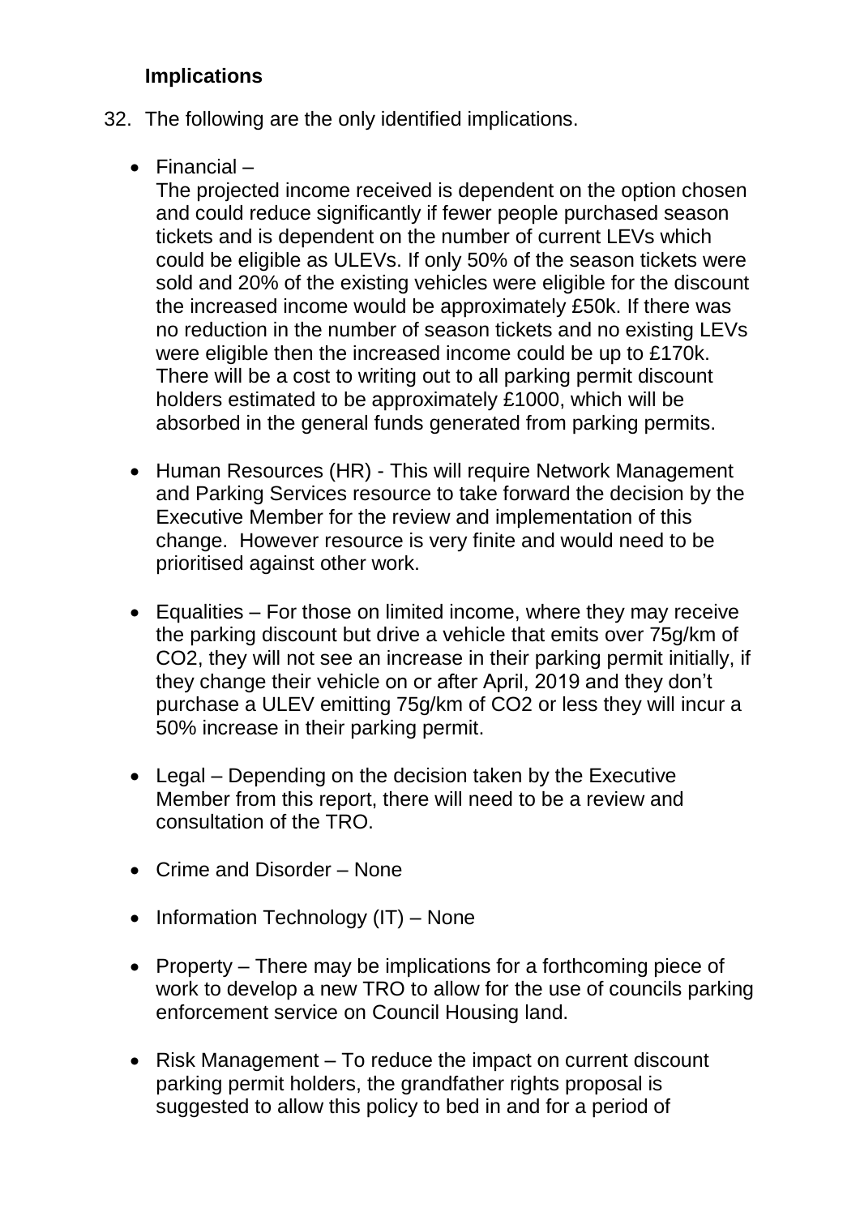### Implications

32. The following are the only identified implications.

    - Financial –
      The projected income received is dependent on the option chosen and could reduce significantly if fewer people purchased season tickets and is dependent on the number of current LEVs which could be eligible as ULEVs. If only 50% of the season tickets were sold and 20% of the existing vehicles were eligible for the discount the increased income would be approximately £50k. If there was no reduction in the number of season tickets and no existing LEVs were eligible then the increased income could be up to £170k. There will be a cost to writing out to all parking permit discount holders estimated to be approximately £1000, which will be absorbed in the general funds generated from parking permits.

    - Human Resources (HR) - This will require Network Management and Parking Services resource to take forward the decision by the Executive Member for the review and implementation of this change. However resource is very finite and would need to be prioritised against other work.

    - Equalities – For those on limited income, where they may receive the parking discount but drive a vehicle that emits over 75g/km of $CO_2$, they will not see an increase in their parking permit initially, if they change their vehicle on or after April, 2019 and they don't purchase a ULEV emitting 75g/km of $CO_2$ or less they will incur a 50% increase in their parking permit.

    - Legal – Depending on the decision taken by the Executive Member from this report, there will need to be a review and consultation of the TRO.

    - Crime and Disorder – None

    - Information Technology (IT) – None

    - Property – There may be implications for a forthcoming piece of work to develop a new TRO to allow for the use of councils parking enforcement service on Council Housing land.

    - Risk Management – To reduce the impact on current discount parking permit holders, the grandfather rights proposal is suggested to allow this policy to bed in and for a period of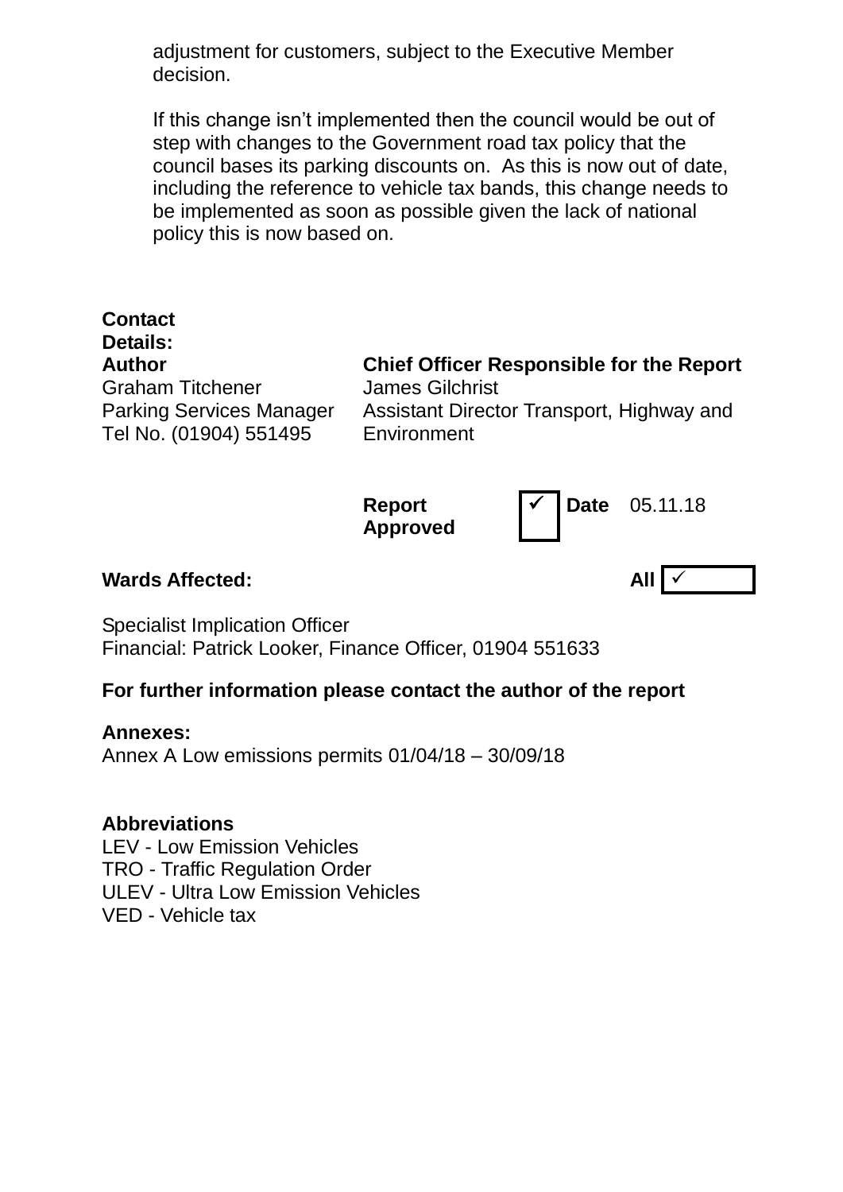adjustment for customers, subject to the Executive Member decision.

If this change isn't implemented then the council would be out of step with changes to the Government road tax policy that the council bases its parking discounts on. As this is now out of date, including the reference to vehicle tax bands, this change needs to be implemented as soon as possible given the lack of national policy this is now based on.

**Contact Details:**

| | |
|---|---|
| **Author** | **Chief Officer Responsible for the Report** |
| Graham Titchener | James Gilchrist |
| Parking Services Manager | Assistant Director Transport, Highway and Environment |
| Tel No. (01904) 551495 | |

| | | | |
|---|---|---|---|
| **Report Approved** | ✓ | **Date** | 05.11.18 |

**Wards Affected:** **All** ✓

Specialist Implication Officer
Financial: Patrick Looker, Finance Officer, 01904 551633

**For further information please contact the author of the report**

**Annexes:**
Annex A Low emissions permits 01/04/18 – 30/09/18

**Abbreviations**
LEV - Low Emission Vehicles
TRO - Traffic Regulation Order
ULEV - Ultra Low Emission Vehicles
VED - Vehicle tax